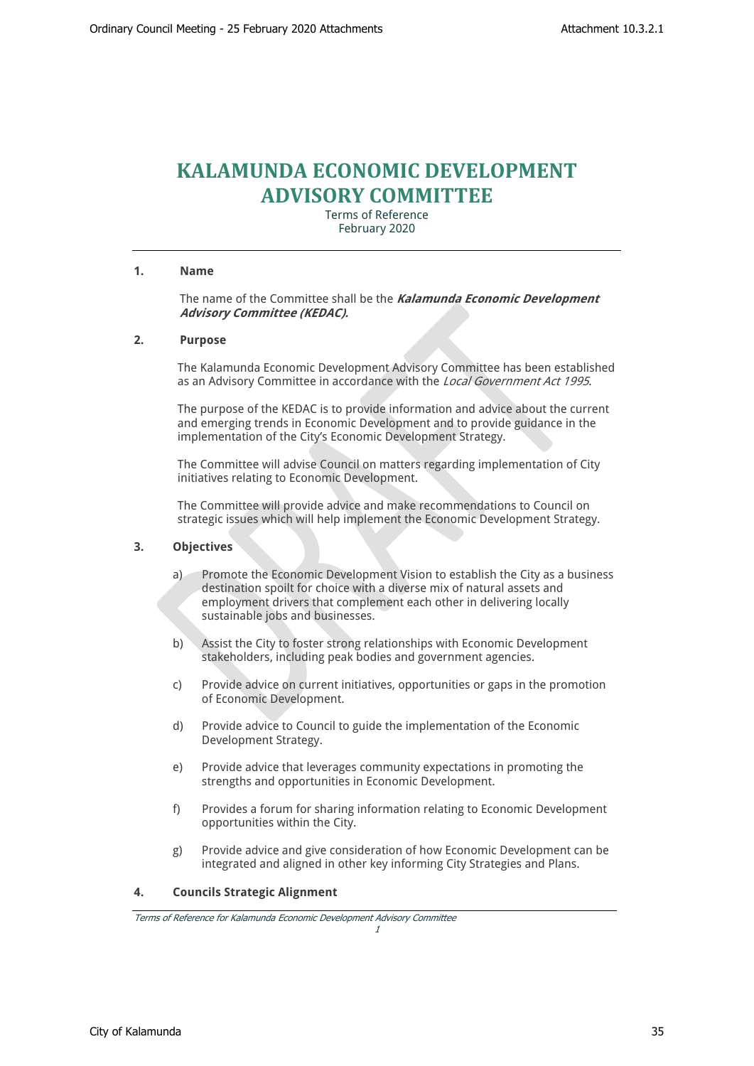# KALAMUNDA ECONOMIC DEVELOPMENT ADVISORY COMMITTEE

Terms of Reference
February 2020

---

## 1. Name

The name of the Committee shall be the ***Kalamunda Economic Development Advisory Committee (KEDAC).***

## 2. Purpose

The Kalamunda Economic Development Advisory Committee has been established as an Advisory Committee in accordance with the *Local Government Act 1995*.

The purpose of the KEDAC is to provide information and advice about the current and emerging trends in Economic Development and to provide guidance in the implementation of the City's Economic Development Strategy.

The Committee will advise Council on matters regarding implementation of City initiatives relating to Economic Development.

The Committee will provide advice and make recommendations to Council on strategic issues which will help implement the Economic Development Strategy.

## 3. Objectives

a) Promote the Economic Development Vision to establish the City as a business destination spoilt for choice with a diverse mix of natural assets and employment drivers that complement each other in delivering locally sustainable jobs and businesses.

b) Assist the City to foster strong relationships with Economic Development stakeholders, including peak bodies and government agencies.

c) Provide advice on current initiatives, opportunities or gaps in the promotion of Economic Development.

d) Provide advice to Council to guide the implementation of the Economic Development Strategy.

e) Provide advice that leverages community expectations in promoting the strengths and opportunities in Economic Development.

f) Provides a forum for sharing information relating to Economic Development opportunities within the City.

g) Provide advice and give consideration of how Economic Development can be integrated and aligned in other key informing City Strategies and Plans.

## 4. Councils Strategic Alignment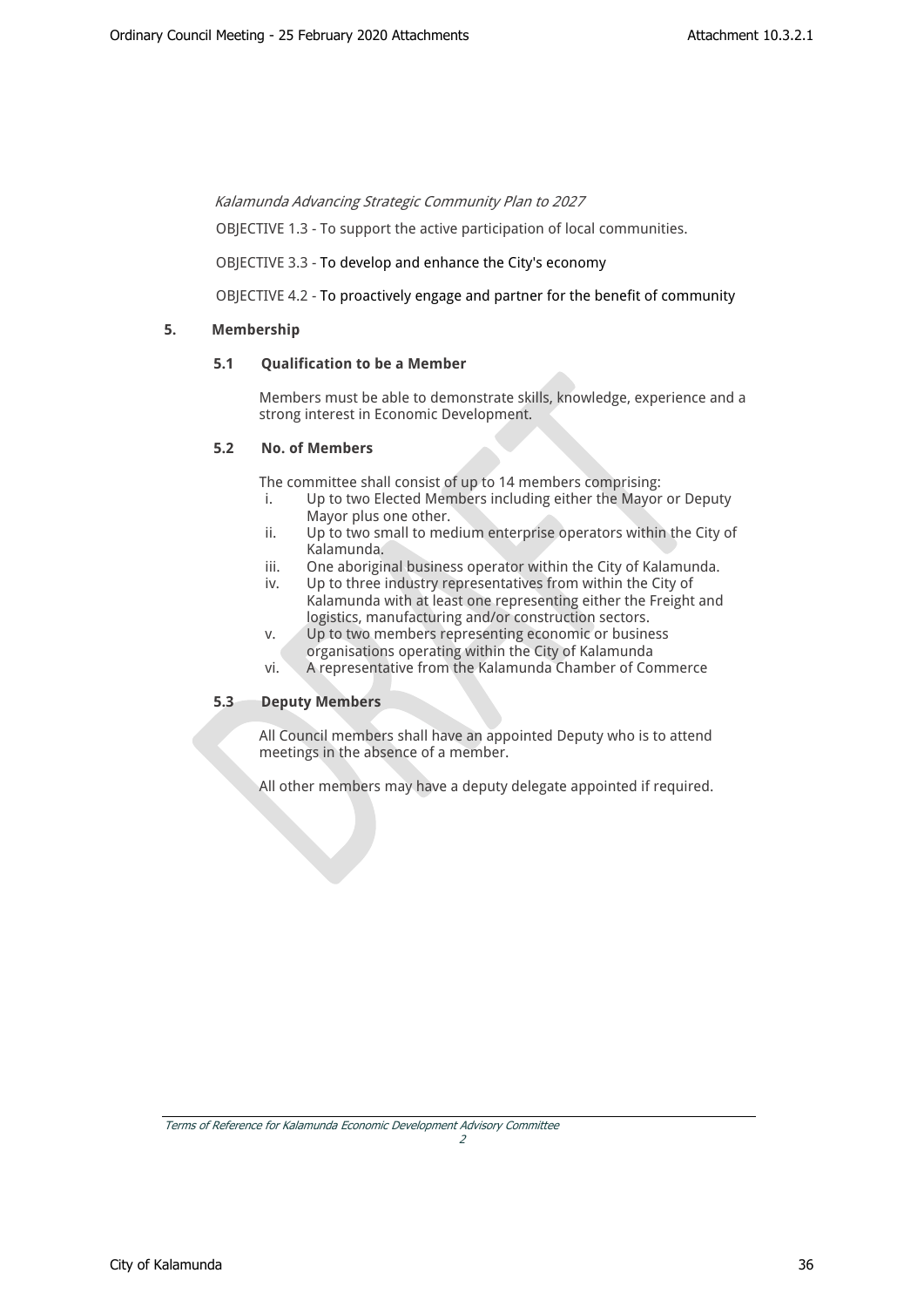*Kalamunda Advancing Strategic Community Plan to 2027*

OBJECTIVE 1.3 - To support the active participation of local communities.

OBJECTIVE 3.3 - To develop and enhance the City's economy

OBJECTIVE 4.2 - To proactively engage and partner for the benefit of community

## 5. Membership

### 5.1 Qualification to be a Member

Members must be able to demonstrate skills, knowledge, experience and a strong interest in Economic Development.

### 5.2 No. of Members

The committee shall consist of up to 14 members comprising:

i. Up to two Elected Members including either the Mayor or Deputy Mayor plus one other.
ii. Up to two small to medium enterprise operators within the City of Kalamunda.
iii. One aboriginal business operator within the City of Kalamunda.
iv. Up to three industry representatives from within the City of Kalamunda with at least one representing either the Freight and logistics, manufacturing and/or construction sectors.
v. Up to two members representing economic or business organisations operating within the City of Kalamunda
vi. A representative from the Kalamunda Chamber of Commerce

### 5.3 Deputy Members

All Council members shall have an appointed Deputy who is to attend meetings in the absence of a member.

All other members may have a deputy delegate appointed if required.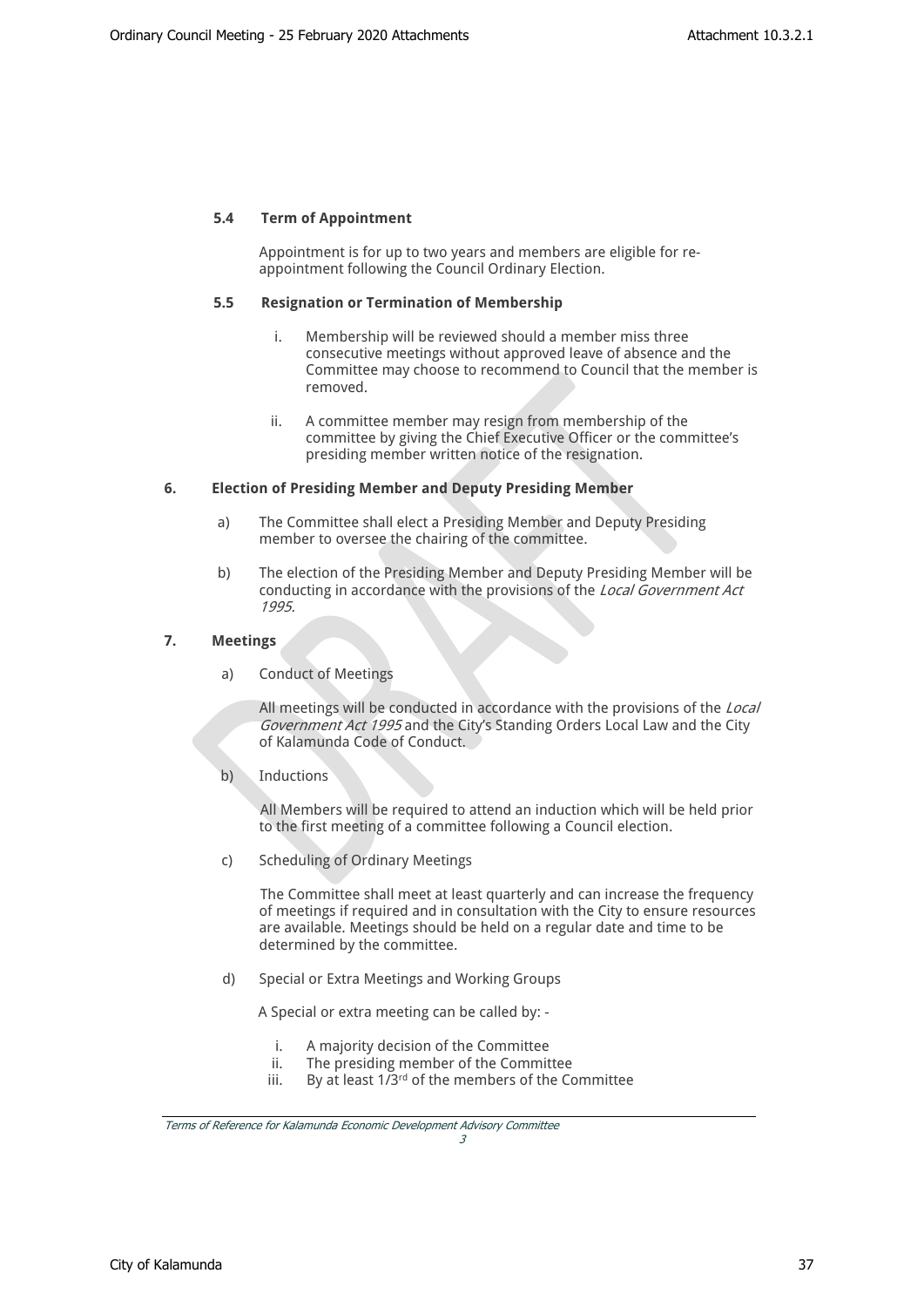### 5.4 Term of Appointment

Appointment is for up to two years and members are eligible for re-appointment following the Council Ordinary Election.

### 5.5 Resignation or Termination of Membership

i. Membership will be reviewed should a member miss three consecutive meetings without approved leave of absence and the Committee may choose to recommend to Council that the member is removed.

ii. A committee member may resign from membership of the committee by giving the Chief Executive Officer or the committee's presiding member written notice of the resignation.

## 6. Election of Presiding Member and Deputy Presiding Member

a) The Committee shall elect a Presiding Member and Deputy Presiding member to oversee the chairing of the committee.

b) The election of the Presiding Member and Deputy Presiding Member will be conducting in accordance with the provisions of the *Local Government Act 1995*.

## 7. Meetings

a) Conduct of Meetings

All meetings will be conducted in accordance with the provisions of the *Local Government Act 1995* and the City's Standing Orders Local Law and the City of Kalamunda Code of Conduct.

b) Inductions

All Members will be required to attend an induction which will be held prior to the first meeting of a committee following a Council election.

c) Scheduling of Ordinary Meetings

The Committee shall meet at least quarterly and can increase the frequency of meetings if required and in consultation with the City to ensure resources are available. Meetings should be held on a regular date and time to be determined by the committee.

d) Special or Extra Meetings and Working Groups

A Special or extra meeting can be called by: -

i. A majority decision of the Committee
ii. The presiding member of the Committee
iii. By at least 1/3rd of the members of the Committee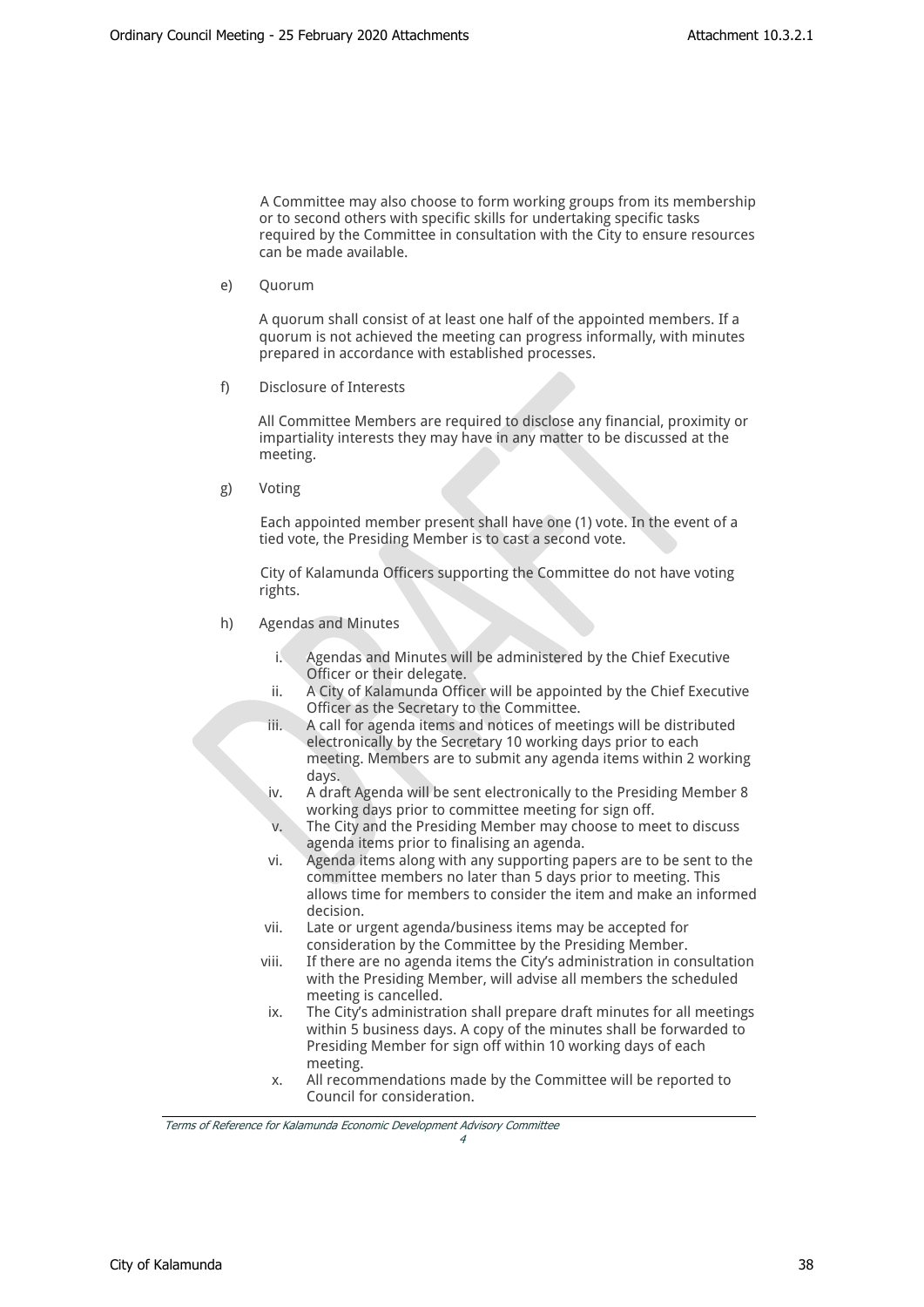A Committee may also choose to form working groups from its membership or to second others with specific skills for undertaking specific tasks required by the Committee in consultation with the City to ensure resources can be made available.

e) Quorum

A quorum shall consist of at least one half of the appointed members. If a quorum is not achieved the meeting can progress informally, with minutes prepared in accordance with established processes.

f) Disclosure of Interests

All Committee Members are required to disclose any financial, proximity or impartiality interests they may have in any matter to be discussed at the meeting.

g) Voting

Each appointed member present shall have one (1) vote. In the event of a tied vote, the Presiding Member is to cast a second vote.

City of Kalamunda Officers supporting the Committee do not have voting rights.

h) Agendas and Minutes

i. Agendas and Minutes will be administered by the Chief Executive Officer or their delegate.
ii. A City of Kalamunda Officer will be appointed by the Chief Executive Officer as the Secretary to the Committee.
iii. A call for agenda items and notices of meetings will be distributed electronically by the Secretary 10 working days prior to each meeting. Members are to submit any agenda items within 2 working days.
iv. A draft Agenda will be sent electronically to the Presiding Member 8 working days prior to committee meeting for sign off.
v. The City and the Presiding Member may choose to meet to discuss agenda items prior to finalising an agenda.
vi. Agenda items along with any supporting papers are to be sent to the committee members no later than 5 days prior to meeting. This allows time for members to consider the item and make an informed decision.
vii. Late or urgent agenda/business items may be accepted for consideration by the Committee by the Presiding Member.
viii. If there are no agenda items the City's administration in consultation with the Presiding Member, will advise all members the scheduled meeting is cancelled.
ix. The City's administration shall prepare draft minutes for all meetings within 5 business days. A copy of the minutes shall be forwarded to Presiding Member for sign off within 10 working days of each meeting.
x. All recommendations made by the Committee will be reported to Council for consideration.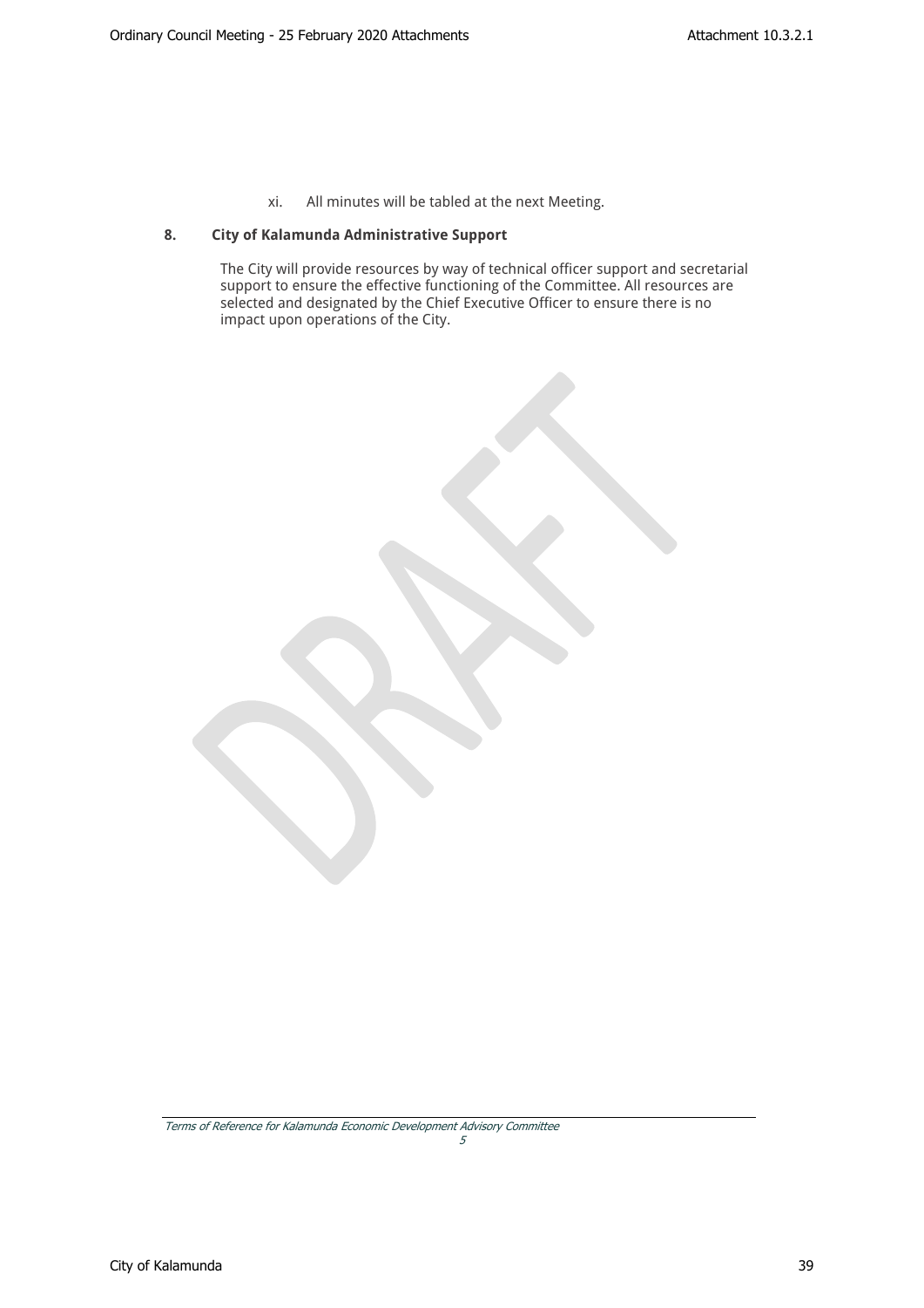xi. All minutes will be tabled at the next Meeting.

## 8. City of Kalamunda Administrative Support

The City will provide resources by way of technical officer support and secretarial support to ensure the effective functioning of the Committee. All resources are selected and designated by the Chief Executive Officer to ensure there is no impact upon operations of the City.